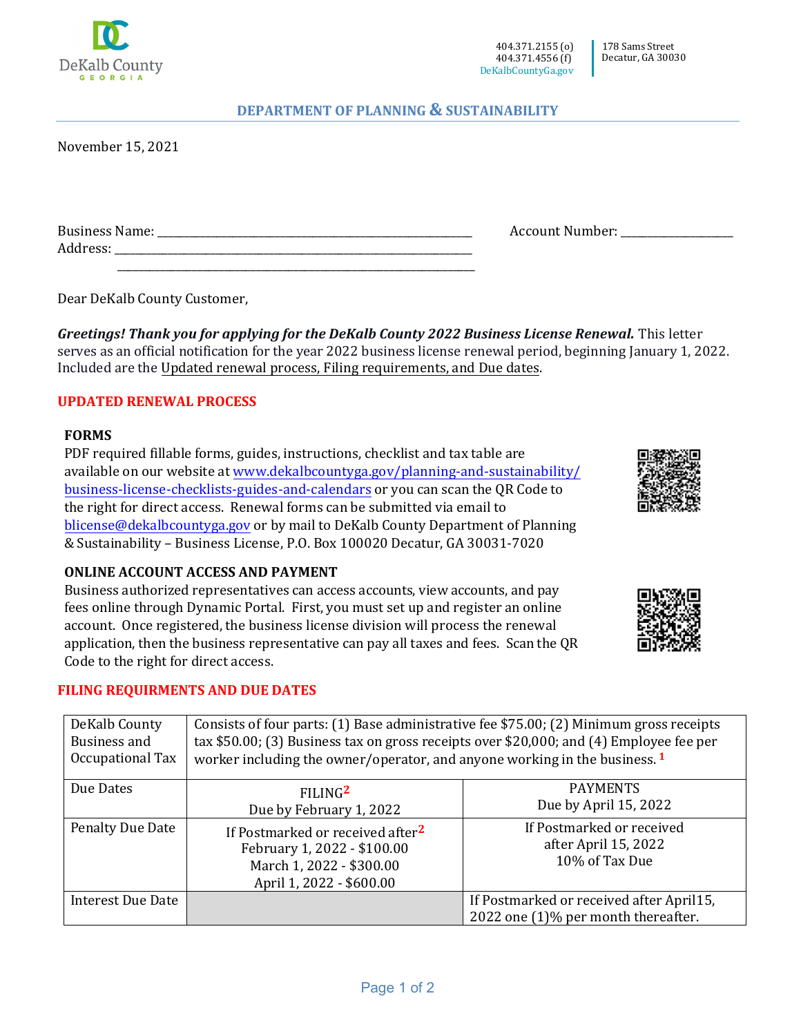DeKalb County
GEORGIA

404.371.2155 (o)
404.371.4556 (f)
DeKalbCountyGa.gov

178 Sams Street
Decatur, GA 30030

## DEPARTMENT OF PLANNING & SUSTAINABILITY

November 15, 2021

Business Name: ____________________________________________ Account Number: ________________
Address: __________________________________________________
__________________________________________________

Dear DeKalb County Customer,

***Greetings! Thank you for applying for the DeKalb County 2022 Business License Renewal.*** This letter serves as an official notification for the year 2022 business license renewal period, beginning January 1, 2022. Included are the Updated renewal process, Filing requirements, and Due dates.

## UPDATED RENEWAL PROCESS

### FORMS

PDF required fillable forms, guides, instructions, checklist and tax table are available on our website at www.dekalbcountyga.gov/planning-and-sustainability/business-license-checklists-guides-and-calendars or you can scan the QR Code to the right for direct access. Renewal forms can be submitted via email to blicense@dekalbcountyga.gov or by mail to DeKalb County Department of Planning & Sustainability – Business License, P.O. Box 100020 Decatur, GA 30031-7020

### ONLINE ACCOUNT ACCESS AND PAYMENT

Business authorized representatives can access accounts, view accounts, and pay fees online through Dynamic Portal. First, you must set up and register an online account. Once registered, the business license division will process the renewal application, then the business representative can pay all taxes and fees. Scan the QR Code to the right for direct access.

## FILING REQUIREMENTS AND DUE DATES

| DeKalb County Business and Occupational Tax | Consists of four parts: (1) Base administrative fee $75.00; (2) Minimum gross receipts tax $50.00; (3) Business tax on gross receipts over $20,000; and (4) Employee fee per worker including the owner/operator, and anyone working in the business. [1] | |
|---|---|---|
| Due Dates | FILING[2]<br>Due by February 1, 2022 | PAYMENTS<br>Due by April 15, 2022 |
| Penalty Due Date | If Postmarked or received after[2]<br>February 1, 2022 - $100.00<br>March 1, 2022 - $300.00<br>April 1, 2022 - $600.00 | If Postmarked or received after April 15, 2022<br>10% of Tax Due |
| Interest Due Date | | If Postmarked or received after April15, 2022 one (1)% per month thereafter. |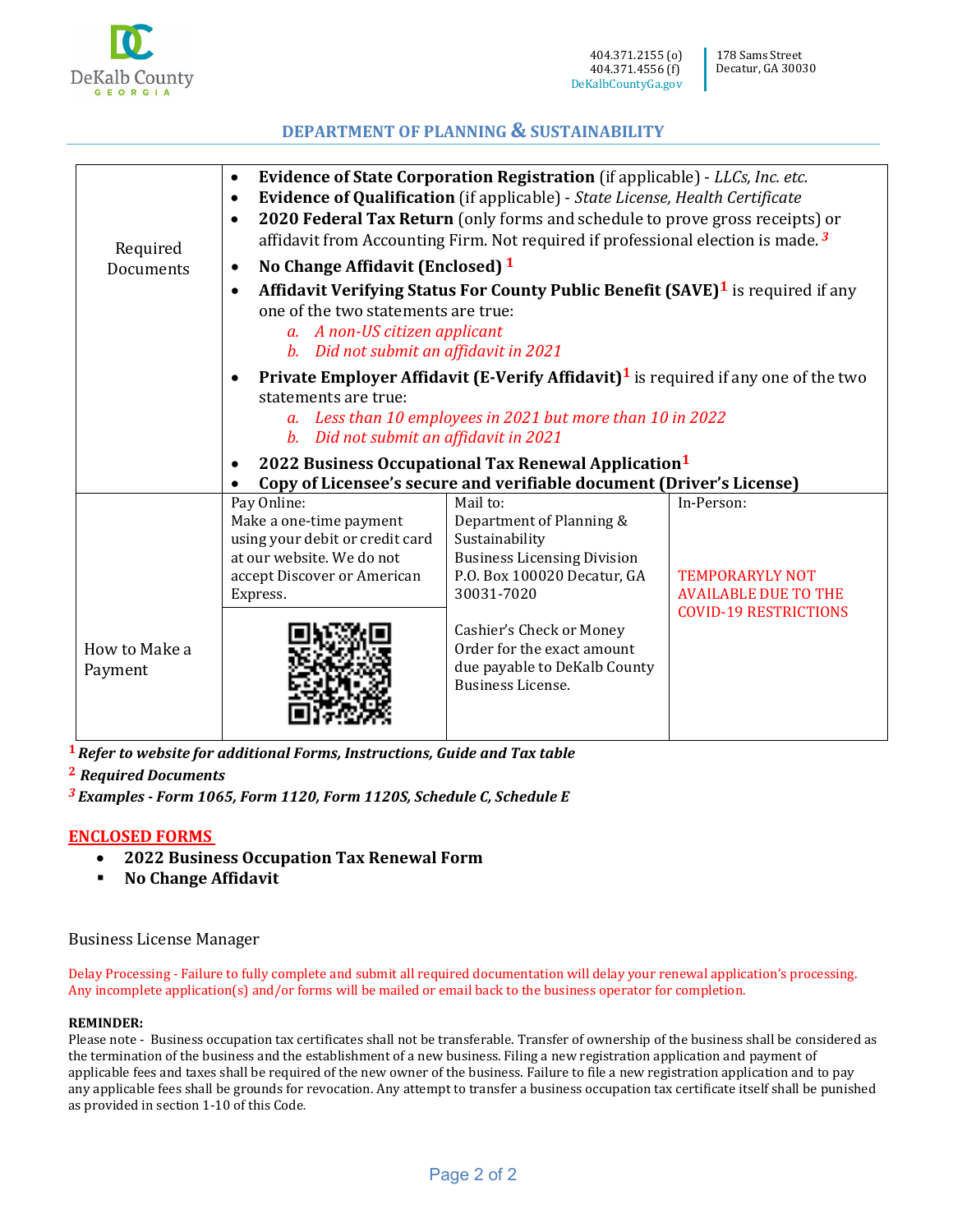DeKalb County GEORGIA

404.371.2155 (o)
404.371.4556 (f)
DeKalbCountyGa.gov

178 Sams Street
Decatur, GA 30030

## DEPARTMENT OF PLANNING & SUSTAINABILITY

| | | | |
|---|---|---|---|
| Required Documents | • **Evidence of State Corporation Registration** (if applicable) - *LLCs, Inc. etc.*<br>• **Evidence of Qualification** (if applicable) - *State License, Health Certificate*<br>• **2020 Federal Tax Return** (only forms and schedule to prove gross receipts) or affidavit from Accounting Firm. Not required if professional election is made. [3]<br>• **No Change Affidavit (Enclosed)** [1]<br>• **Affidavit Verifying Status For County Public Benefit (SAVE)**[1] is required if any one of the two statements are true:<br>*a. A non-US citizen applicant*<br>*b. Did not submit an affidavit in 2021*<br>• **Private Employer Affidavit (E-Verify Affidavit)**[1] is required if any one of the two statements are true:<br>*a. Less than 10 employees in 2021 but more than 10 in 2022*<br>*b. Did not submit an affidavit in 2021*<br>• **2022 Business Occupational Tax Renewal Application**[1]<br>• **Copy of Licensee's secure and verifiable document (Driver's License)** | | |
| How to Make a Payment | Pay Online:<br>Make a one-time payment using your debit or credit card at our website. We do not accept Discover or American Express. | Mail to:<br>Department of Planning & Sustainability<br>Business Licensing Division<br>P.O. Box 100020 Decatur, GA 30031-7020<br><br>Cashier's Check or Money Order for the exact amount due payable to DeKalb County Business License. | In-Person:<br><br>TEMPORARYLY NOT AVAILABLE DUE TO THE COVID-19 RESTRICTIONS |

[1] ***Refer to website for additional Forms, Instructions, Guide and Tax table***

[2] ***Required Documents***

[3] ***Examples - Form 1065, Form 1120, Form 1120S, Schedule C, Schedule E***

**ENCLOSED FORMS**

- **2022 Business Occupation Tax Renewal Form**
- **No Change Affidavit**

Business License Manager

Delay Processing - Failure to fully complete and submit all required documentation will delay your renewal application's processing. Any incomplete application(s) and/or forms will be mailed or email back to the business operator for completion.

**REMINDER:**
Please note - Business occupation tax certificates shall not be transferable. Transfer of ownership of the business shall be considered as the termination of the business and the establishment of a new business. Filing a new registration application and payment of applicable fees and taxes shall be required of the new owner of the business. Failure to file a new registration application and to pay any applicable fees shall be grounds for revocation. Any attempt to transfer a business occupation tax certificate itself shall be punished as provided in section 1-10 of this Code.